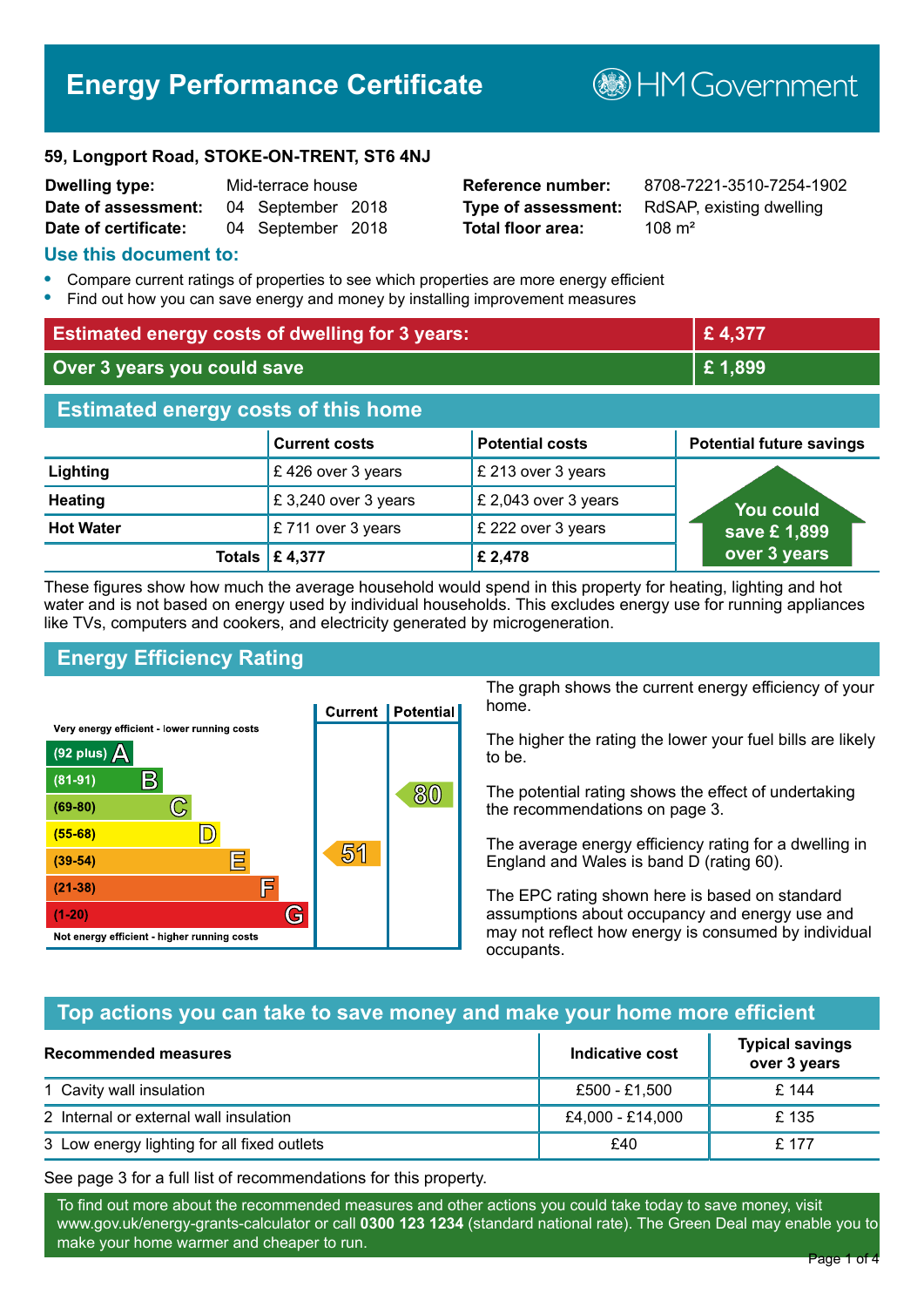# Energy Performance Certificate

HM Government

**59, Longport Road, STOKE-ON-TRENT, ST6 4NJ**

| | | | |
|---|---|---|---|
| **Dwelling type:** | Mid-terrace house | **Reference number:** | 8708-7221-3510-7254-1902 |
| **Date of assessment:** | 04 September 2018 | **Type of assessment:** | RdSAP, existing dwelling |
| **Date of certificate:** | 04 September 2018 | **Total floor area:** | 108 m² |

## Use this document to:

- Compare current ratings of properties to see which properties are more energy efficient
- Find out how you can save energy and money by installing improvement measures

| | |
|---|---|
| **Estimated energy costs of dwelling for 3 years:** | **£ 4,377** |
| **Over 3 years you could save** | **£ 1,899** |

## Estimated energy costs of this home

| | Current costs | Potential costs | Potential future savings |
|---|---|---|---|
| **Lighting** | £ 426 over 3 years | £ 213 over 3 years | You could save £ 1,899 over 3 years |
| **Heating** | £ 3,240 over 3 years | £ 2,043 over 3 years | |
| **Hot Water** | £ 711 over 3 years | £ 222 over 3 years | |
| **Totals** | **£ 4,377** | **£ 2,478** | |

These figures show how much the average household would spend in this property for heating, lighting and hot water and is not based on energy used by individual households. This excludes energy use for running appliances like TVs, computers and cookers, and electricity generated by microgeneration.

## Energy Efficiency Rating

| Rating band | Current | Potential |
|---|---|---|
| Very energy efficient - lower running costs | | |
| (92 plus) A | | |
| (81-91) B | | |
| (69-80) C | | 80 |
| (55-68) D | | |
| (39-54) E | 51 | |
| (21-38) F | | |
| (1-20) G | | |
| Not energy efficient - higher running costs | | |

The graph shows the current energy efficiency of your home.

The higher the rating the lower your fuel bills are likely to be.

The potential rating shows the effect of undertaking the recommendations on page 3.

The average energy efficiency rating for a dwelling in England and Wales is band D (rating 60).

The EPC rating shown here is based on standard assumptions about occupancy and energy use and may not reflect how energy is consumed by individual occupants.

## Top actions you can take to save money and make your home more efficient

| Recommended measures | Indicative cost | Typical savings over 3 years |
|---|---|---|
| 1 Cavity wall insulation | £500 - £1,500 | £ 144 |
| 2 Internal or external wall insulation | £4,000 - £14,000 | £ 135 |
| 3 Low energy lighting for all fixed outlets | £40 | £ 177 |

See page 3 for a full list of recommendations for this property.

To find out more about the recommended measures and other actions you could take today to save money, visit www.gov.uk/energy-grants-calculator or call **0300 123 1234** (standard national rate). The Green Deal may enable you to make your home warmer and cheaper to run.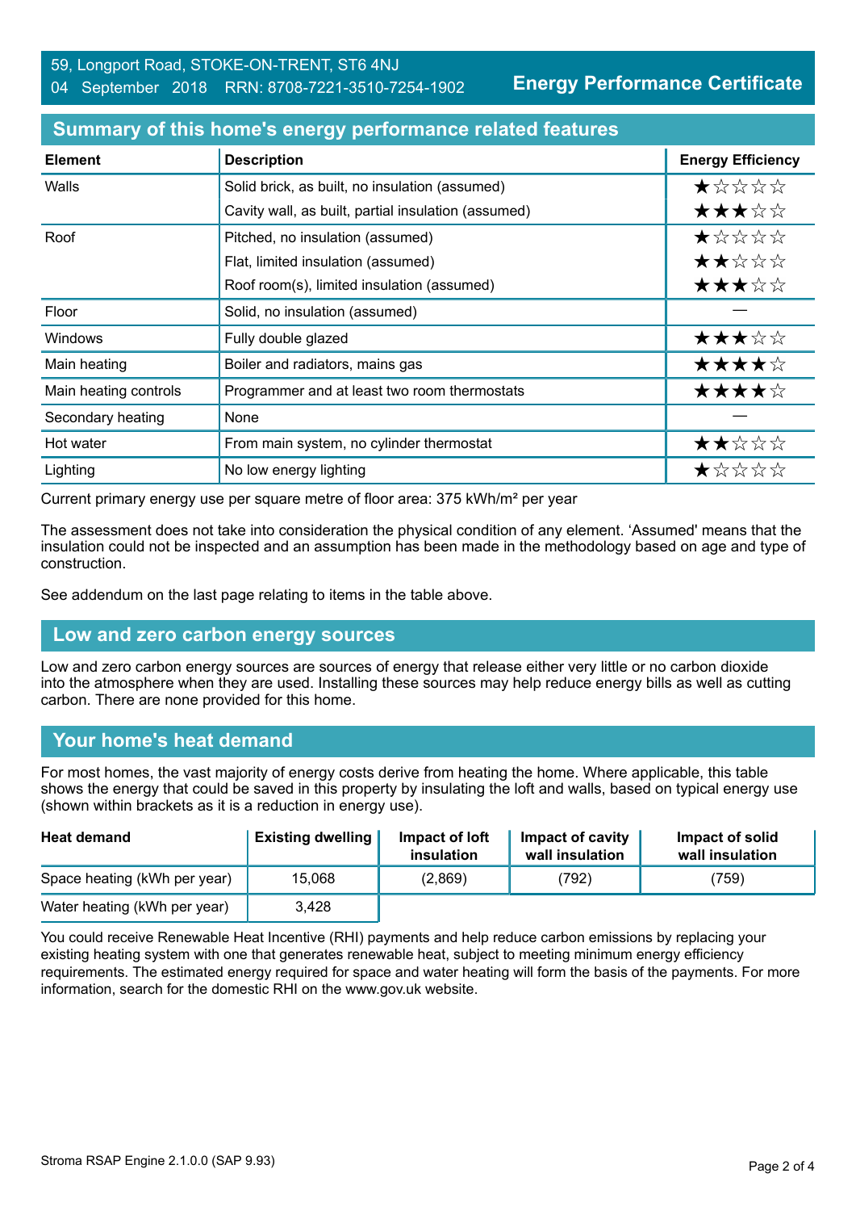59, Longport Road, STOKE-ON-TRENT, ST6 4NJ
04 September 2018 RRN: 8708-7221-3510-7254-1902

**Energy Performance Certificate**

## Summary of this home's energy performance related features

| Element | Description | Energy Efficiency |
|---|---|---|
| Walls | Solid brick, as built, no insulation (assumed) | ★☆☆☆☆ |
| | Cavity wall, as built, partial insulation (assumed) | ★★★☆☆ |
| Roof | Pitched, no insulation (assumed) | ★☆☆☆☆ |
| | Flat, limited insulation (assumed) | ★★☆☆☆ |
| | Roof room(s), limited insulation (assumed) | ★★★☆☆ |
| Floor | Solid, no insulation (assumed) | — |
| Windows | Fully double glazed | ★★★☆☆ |
| Main heating | Boiler and radiators, mains gas | ★★★★☆ |
| Main heating controls | Programmer and at least two room thermostats | ★★★★☆ |
| Secondary heating | None | — |
| Hot water | From main system, no cylinder thermostat | ★★☆☆☆ |
| Lighting | No low energy lighting | ★☆☆☆☆ |

Current primary energy use per square metre of floor area: 375 kWh/m² per year

The assessment does not take into consideration the physical condition of any element. 'Assumed' means that the insulation could not be inspected and an assumption has been made in the methodology based on age and type of construction.

See addendum on the last page relating to items in the table above.

## Low and zero carbon energy sources

Low and zero carbon energy sources are sources of energy that release either very little or no carbon dioxide into the atmosphere when they are used. Installing these sources may help reduce energy bills as well as cutting carbon. There are none provided for this home.

## Your home's heat demand

For most homes, the vast majority of energy costs derive from heating the home. Where applicable, this table shows the energy that could be saved in this property by insulating the loft and walls, based on typical energy use (shown within brackets as it is a reduction in energy use).

| Heat demand | Existing dwelling | Impact of loft insulation | Impact of cavity wall insulation | Impact of solid wall insulation |
|---|---|---|---|---|
| Space heating (kWh per year) | 15,068 | (2,869) | (792) | (759) |
| Water heating (kWh per year) | 3,428 | | | |

You could receive Renewable Heat Incentive (RHI) payments and help reduce carbon emissions by replacing your existing heating system with one that generates renewable heat, subject to meeting minimum energy efficiency requirements. The estimated energy required for space and water heating will form the basis of the payments. For more information, search for the domestic RHI on the www.gov.uk website.

Stroma RSAP Engine 2.1.0.0 (SAP 9.93)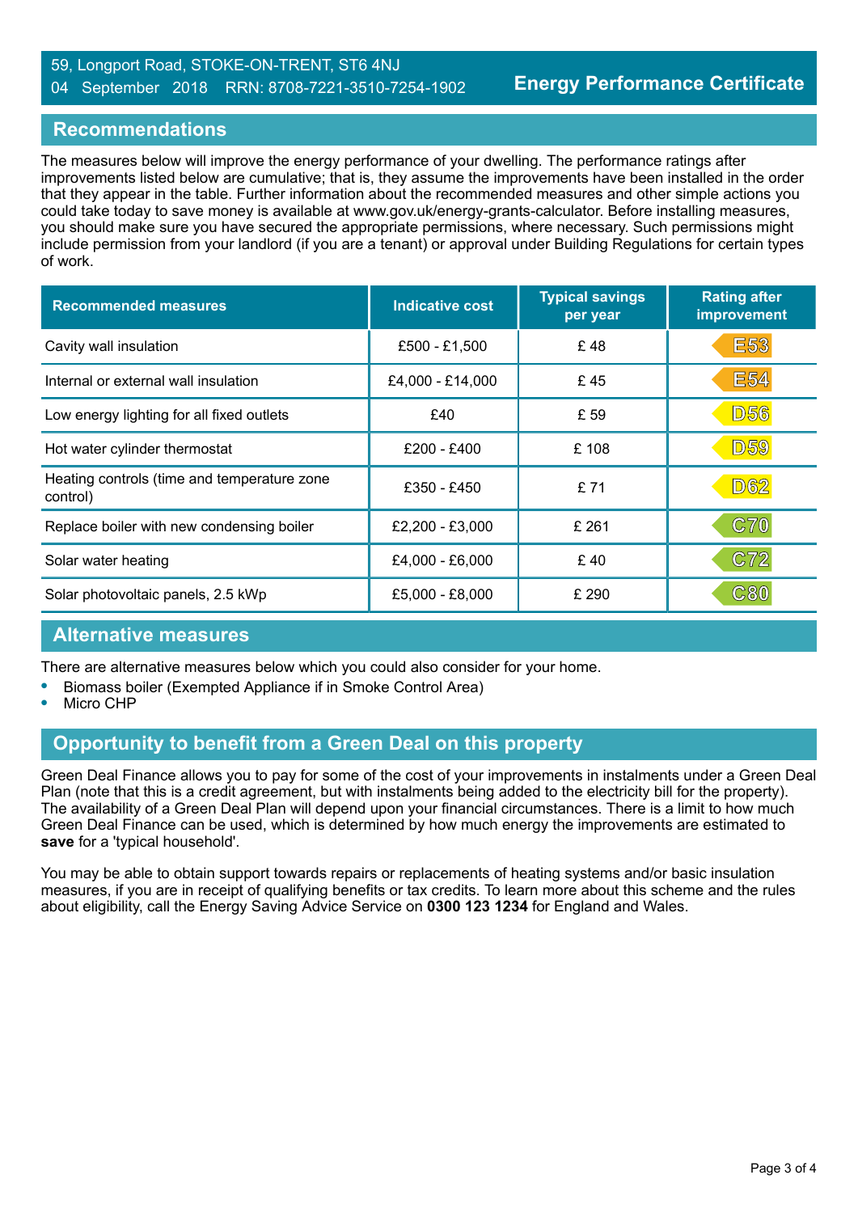59, Longport Road, STOKE-ON-TRENT, ST6 4NJ
04 September 2018 RRN: 8708-7221-3510-7254-1902

**Energy Performance Certificate**

## Recommendations

The measures below will improve the energy performance of your dwelling. The performance ratings after improvements listed below are cumulative; that is, they assume the improvements have been installed in the order that they appear in the table. Further information about the recommended measures and other simple actions you could take today to save money is available at www.gov.uk/energy-grants-calculator. Before installing measures, you should make sure you have secured the appropriate permissions, where necessary. Such permissions might include permission from your landlord (if you are a tenant) or approval under Building Regulations for certain types of work.

| Recommended measures | Indicative cost | Typical savings per year | Rating after improvement |
|---|---|---|---|
| Cavity wall insulation | £500 - £1,500 | £ 48 | E53 |
| Internal or external wall insulation | £4,000 - £14,000 | £ 45 | E54 |
| Low energy lighting for all fixed outlets | £40 | £ 59 | D56 |
| Hot water cylinder thermostat | £200 - £400 | £ 108 | D59 |
| Heating controls (time and temperature zone control) | £350 - £450 | £ 71 | D62 |
| Replace boiler with new condensing boiler | £2,200 - £3,000 | £ 261 | C70 |
| Solar water heating | £4,000 - £6,000 | £ 40 | C72 |
| Solar photovoltaic panels, 2.5 kWp | £5,000 - £8,000 | £ 290 | C80 |

## Alternative measures

There are alternative measures below which you could also consider for your home.

- Biomass boiler (Exempted Appliance if in Smoke Control Area)
- Micro CHP

## Opportunity to benefit from a Green Deal on this property

Green Deal Finance allows you to pay for some of the cost of your improvements in instalments under a Green Deal Plan (note that this is a credit agreement, but with instalments being added to the electricity bill for the property). The availability of a Green Deal Plan will depend upon your financial circumstances. There is a limit to how much Green Deal Finance can be used, which is determined by how much energy the improvements are estimated to **save** for a 'typical household'.

You may be able to obtain support towards repairs or replacements of heating systems and/or basic insulation measures, if you are in receipt of qualifying benefits or tax credits. To learn more about this scheme and the rules about eligibility, call the Energy Saving Advice Service on **0300 123 1234** for England and Wales.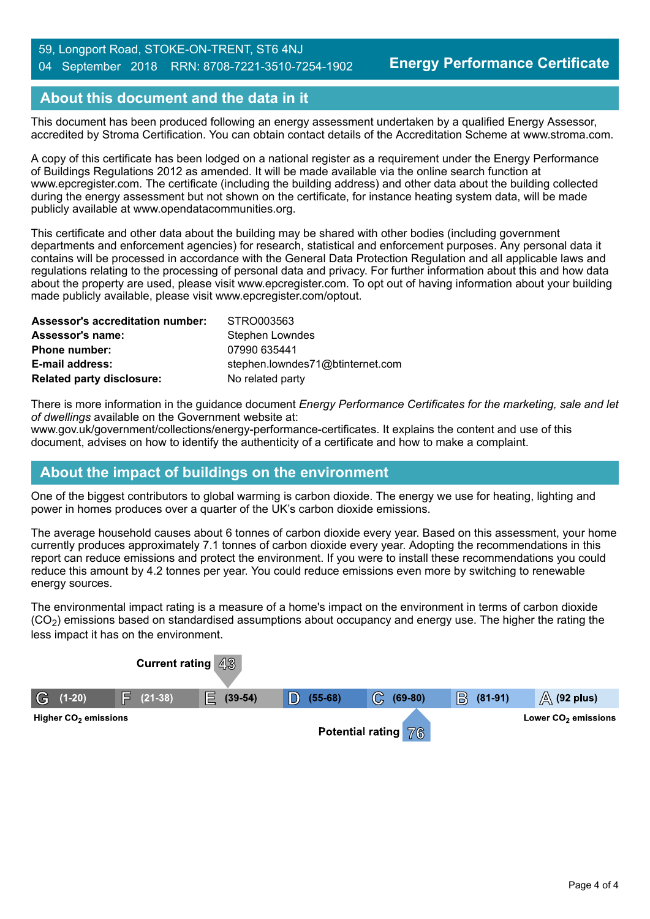59, Longport Road, STOKE-ON-TRENT, ST6 4NJ
04 September 2018 RRN: 8708-7221-3510-7254-1902

**Energy Performance Certificate**

## About this document and the data in it

This document has been produced following an energy assessment undertaken by a qualified Energy Assessor, accredited by Stroma Certification. You can obtain contact details of the Accreditation Scheme at www.stroma.com.

A copy of this certificate has been lodged on a national register as a requirement under the Energy Performance of Buildings Regulations 2012 as amended. It will be made available via the online search function at www.epcregister.com. The certificate (including the building address) and other data about the building collected during the energy assessment but not shown on the certificate, for instance heating system data, will be made publicly available at www.opendatacommunities.org.

This certificate and other data about the building may be shared with other bodies (including government departments and enforcement agencies) for research, statistical and enforcement purposes. Any personal data it contains will be processed in accordance with the General Data Protection Regulation and all applicable laws and regulations relating to the processing of personal data and privacy. For further information about this and how data about the property are used, please visit www.epcregister.com. To opt out of having information about your building made publicly available, please visit www.epcregister.com/optout.

| | |
|---|---|
| **Assessor's accreditation number:** | STRO003563 |
| **Assessor's name:** | Stephen Lowndes |
| **Phone number:** | 07990 635441 |
| **E-mail address:** | stephen.lowndes71@btinternet.com |
| **Related party disclosure:** | No related party |

There is more information in the guidance document *Energy Performance Certificates for the marketing, sale and let of dwellings* available on the Government website at: www.gov.uk/government/collections/energy-performance-certificates. It explains the content and use of this document, advises on how to identify the authenticity of a certificate and how to make a complaint.

## About the impact of buildings on the environment

One of the biggest contributors to global warming is carbon dioxide. The energy we use for heating, lighting and power in homes produces over a quarter of the UK's carbon dioxide emissions.

The average household causes about 6 tonnes of carbon dioxide every year. Based on this assessment, your home currently produces approximately 7.1 tonnes of carbon dioxide every year. Adopting the recommendations in this report can reduce emissions and protect the environment. If you were to install these recommendations you could reduce this amount by 4.2 tonnes per year. You could reduce emissions even more by switching to renewable energy sources.

The environmental impact rating is a measure of a home's impact on the environment in terms of carbon dioxide ($CO_2$) emissions based on standardised assumptions about occupancy and energy use. The higher the rating the less impact it has on the environment.

Current rating 43

G (1-20) F (21-38) E (39-54) D (55-68) C (69-80) B (81-91) A (92 plus)

Higher $CO_2$ emissions

Lower $CO_2$ emissions

Potential rating 76